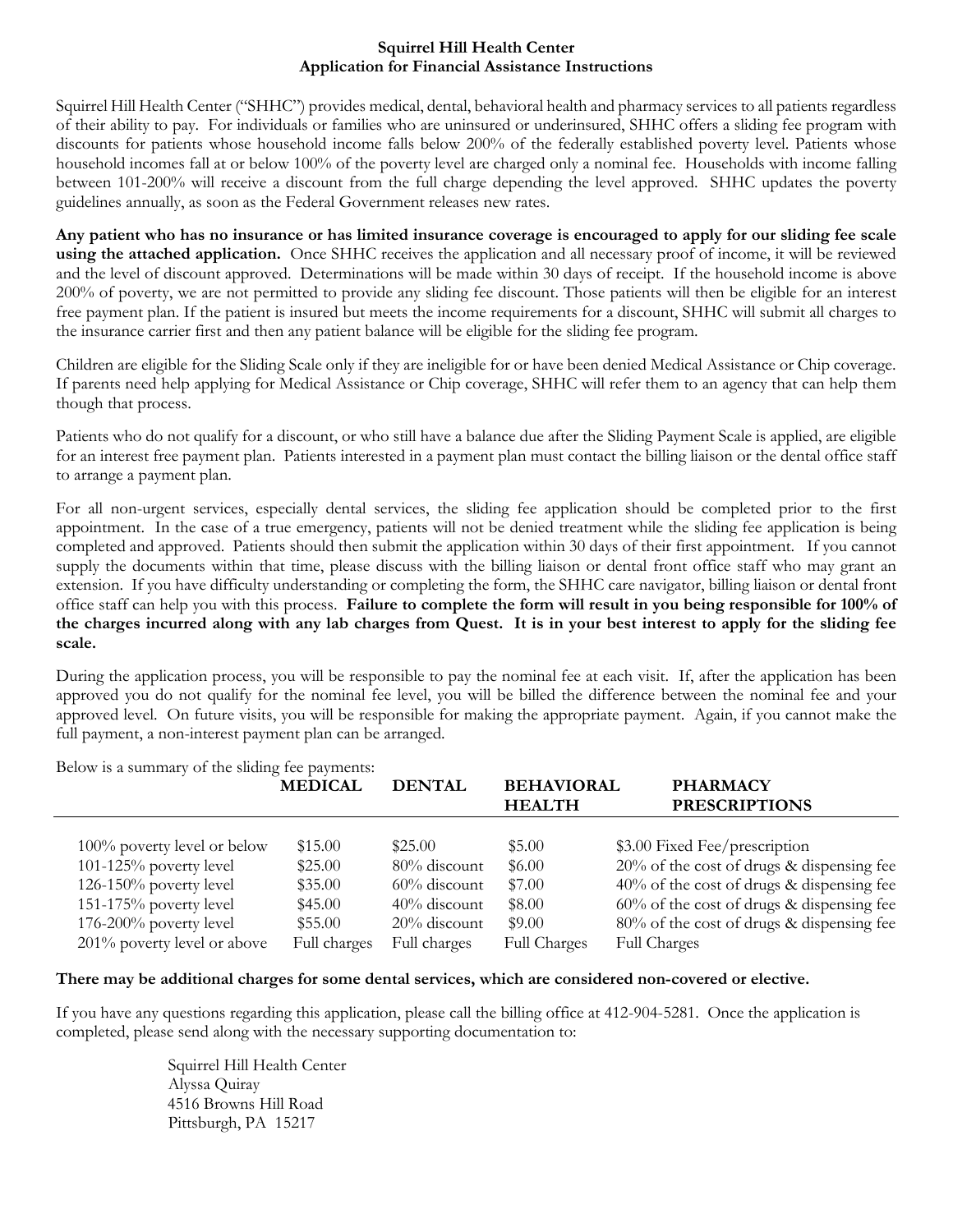# Squirrel Hill Health Center
## Application for Financial Assistance Instructions

Squirrel Hill Health Center ("SHHC") provides medical, dental, behavioral health and pharmacy services to all patients regardless of their ability to pay. For individuals or families who are uninsured or underinsured, SHHC offers a sliding fee program with discounts for patients whose household income falls below 200% of the federally established poverty level. Patients whose household incomes fall at or below 100% of the poverty level are charged only a nominal fee. Households with income falling between 101-200% will receive a discount from the full charge depending the level approved. SHHC updates the poverty guidelines annually, as soon as the Federal Government releases new rates.

**Any patient who has no insurance or has limited insurance coverage is encouraged to apply for our sliding fee scale using the attached application.** Once SHHC receives the application and all necessary proof of income, it will be reviewed and the level of discount approved. Determinations will be made within 30 days of receipt. If the household income is above 200% of poverty, we are not permitted to provide any sliding fee discount. Those patients will then be eligible for an interest free payment plan. If the patient is insured but meets the income requirements for a discount, SHHC will submit all charges to the insurance carrier first and then any patient balance will be eligible for the sliding fee program.

Children are eligible for the Sliding Scale only if they are ineligible for or have been denied Medical Assistance or Chip coverage. If parents need help applying for Medical Assistance or Chip coverage, SHHC will refer them to an agency that can help them though that process.

Patients who do not qualify for a discount, or who still have a balance due after the Sliding Payment Scale is applied, are eligible for an interest free payment plan. Patients interested in a payment plan must contact the billing liaison or the dental office staff to arrange a payment plan.

For all non-urgent services, especially dental services, the sliding fee application should be completed prior to the first appointment. In the case of a true emergency, patients will not be denied treatment while the sliding fee application is being completed and approved. Patients should then submit the application within 30 days of their first appointment. If you cannot supply the documents within that time, please discuss with the billing liaison or dental front office staff who may grant an extension. If you have difficulty understanding or completing the form, the SHHC care navigator, billing liaison or dental front office staff can help you with this process. **Failure to complete the form will result in you being responsible for 100% of the charges incurred along with any lab charges from Quest. It is in your best interest to apply for the sliding fee scale.**

During the application process, you will be responsible to pay the nominal fee at each visit. If, after the application has been approved you do not qualify for the nominal fee level, you will be billed the difference between the nominal fee and your approved level. On future visits, you will be responsible for making the appropriate payment. Again, if you cannot make the full payment, a non-interest payment plan can be arranged.

Below is a summary of the sliding fee payments:

| | MEDICAL | DENTAL | BEHAVIORAL HEALTH | PHARMACY PRESCRIPTIONS |
|---|---|---|---|---|
| 100% poverty level or below | $15.00 | $25.00 | $5.00 | $3.00 Fixed Fee/prescription |
| 101-125% poverty level | $25.00 | 80% discount | $6.00 | 20% of the cost of drugs & dispensing fee |
| 126-150% poverty level | $35.00 | 60% discount | $7.00 | 40% of the cost of drugs & dispensing fee |
| 151-175% poverty level | $45.00 | 40% discount | $8.00 | 60% of the cost of drugs & dispensing fee |
| 176-200% poverty level | $55.00 | 20% discount | $9.00 | 80% of the cost of drugs & dispensing fee |
| 201% poverty level or above | Full charges | Full charges | Full Charges | Full Charges |

**There may be additional charges for some dental services, which are considered non-covered or elective.**

If you have any questions regarding this application, please call the billing office at 412-904-5281. Once the application is completed, please send along with the necessary supporting documentation to:

Squirrel Hill Health Center
Alyssa Quiray
4516 Browns Hill Road
Pittsburgh, PA 15217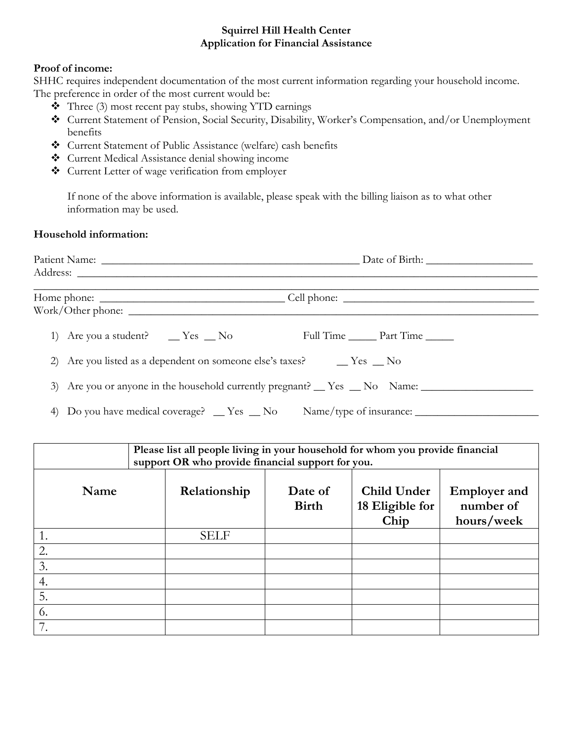**Squirrel Hill Health Center**
**Application for Financial Assistance**

**Proof of income:**

SHHC requires independent documentation of the most current information regarding your household income. The preference in order of the most current would be:

- Three (3) most recent pay stubs, showing YTD earnings
- Current Statement of Pension, Social Security, Disability, Worker's Compensation, and/or Unemployment benefits
- Current Statement of Public Assistance (welfare) cash benefits
- Current Medical Assistance denial showing income
- Current Letter of wage verification from employer

  If none of the above information is available, please speak with the billing liaison as to what other information may be used.

**Household information:**

Patient Name: _______________________________________________ Date of Birth: __________________

Address: ___________________________________________________________________________

___________________________________________________________________________________

Home phone: ________________________________ Cell phone: _________________________________

Work/Other phone: ___________________________________________________________________

1) Are you a student? __ Yes __ No Full Time _____ Part Time _____

2) Are you listed as a dependent on someone else's taxes? __ Yes __ No

3) Are you or anyone in the household currently pregnant? __ Yes __ No Name: ___________________

4) Do you have medical coverage? __ Yes __ No Name/type of insurance: ______________________

| | **Please list all people living in your household for whom you provide financial support OR who provide financial support for you.** | | | |
|---|---|---|---|---|
| **Name** | **Relationship** | **Date of Birth** | **Child Under 18 Eligible for Chip** | **Employer and number of hours/week** |
| 1. | SELF | | | |
| 2. | | | | |
| 3. | | | | |
| 4. | | | | |
| 5. | | | | |
| 6. | | | | |
| 7. | | | | |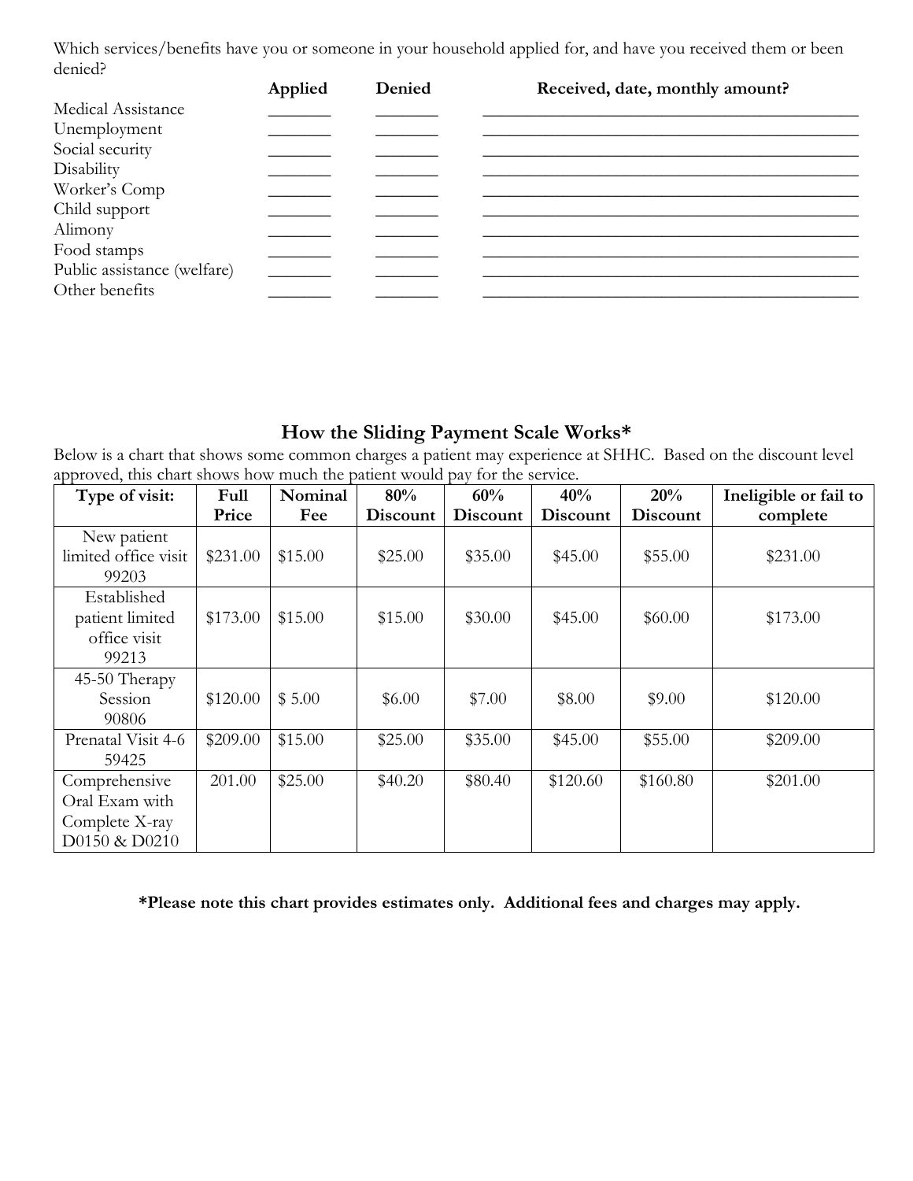Which services/benefits have you or someone in your household applied for, and have you received them or been denied?

| | Applied | Denied | Received, date, monthly amount? |
|---|---|---|---|
| Medical Assistance | _______ | _______ | _____________________________________________ |
| Unemployment | _______ | _______ | _____________________________________________ |
| Social security | _______ | _______ | _____________________________________________ |
| Disability | _______ | _______ | _____________________________________________ |
| Worker's Comp | _______ | _______ | _____________________________________________ |
| Child support | _______ | _______ | _____________________________________________ |
| Alimony | _______ | _______ | _____________________________________________ |
| Food stamps | _______ | _______ | _____________________________________________ |
| Public assistance (welfare) | _______ | _______ | _____________________________________________ |
| Other benefits | _______ | _______ | _____________________________________________ |

## How the Sliding Payment Scale Works*

Below is a chart that shows some common charges a patient may experience at SHHC. Based on the discount level approved, this chart shows how much the patient would pay for the service.

| Type of visit: | Full Price | Nominal Fee | 80% Discount | 60% Discount | 40% Discount | 20% Discount | Ineligible or fail to complete |
|---|---|---|---|---|---|---|---|
| New patient limited office visit 99203 | $231.00 | $15.00 | $25.00 | $35.00 | $45.00 | $55.00 | $231.00 |
| Established patient limited office visit 99213 | $173.00 | $15.00 | $15.00 | $30.00 | $45.00 | $60.00 | $173.00 |
| 45-50 Therapy Session 90806 | $120.00 | $ 5.00 | $6.00 | $7.00 | $8.00 | $9.00 | $120.00 |
| Prenatal Visit 4-6 59425 | $209.00 | $15.00 | $25.00 | $35.00 | $45.00 | $55.00 | $209.00 |
| Comprehensive Oral Exam with Complete X-ray D0150 & D0210 | 201.00 | $25.00 | $40.20 | $80.40 | $120.60 | $160.80 | $201.00 |

**\*Please note this chart provides estimates only. Additional fees and charges may apply.**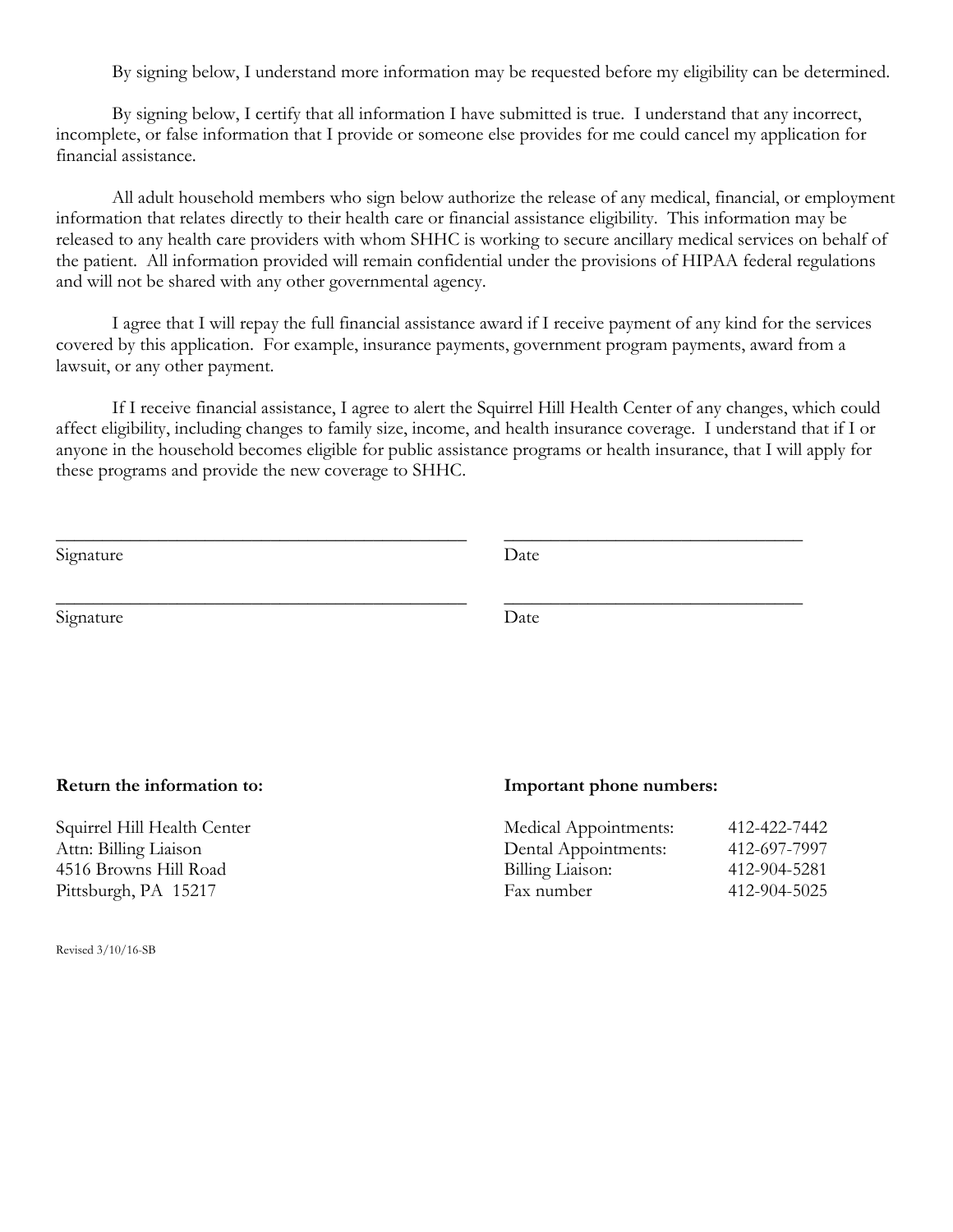By signing below, I understand more information may be requested before my eligibility can be determined.

By signing below, I certify that all information I have submitted is true. I understand that any incorrect, incomplete, or false information that I provide or someone else provides for me could cancel my application for financial assistance.

All adult household members who sign below authorize the release of any medical, financial, or employment information that relates directly to their health care or financial assistance eligibility. This information may be released to any health care providers with whom SHHC is working to secure ancillary medical services on behalf of the patient. All information provided will remain confidential under the provisions of HIPAA federal regulations and will not be shared with any other governmental agency.

I agree that I will repay the full financial assistance award if I receive payment of any kind for the services covered by this application. For example, insurance payments, government program payments, award from a lawsuit, or any other payment.

If I receive financial assistance, I agree to alert the Squirrel Hill Health Center of any changes, which could affect eligibility, including changes to family size, income, and health insurance coverage. I understand that if I or anyone in the household becomes eligible for public assistance programs or health insurance, that I will apply for these programs and provide the new coverage to SHHC.

_____________________________________________ ________________________________

Signature Date

_____________________________________________ ________________________________

Signature Date

**Return the information to:**

Squirrel Hill Health Center
Attn: Billing Liaison
4516 Browns Hill Road
Pittsburgh, PA 15217

**Important phone numbers:**

| | |
|---|---|
| Medical Appointments: | 412-422-7442 |
| Dental Appointments: | 412-697-7997 |
| Billing Liaison: | 412-904-5281 |
| Fax number | 412-904-5025 |

Revised 3/10/16-SB